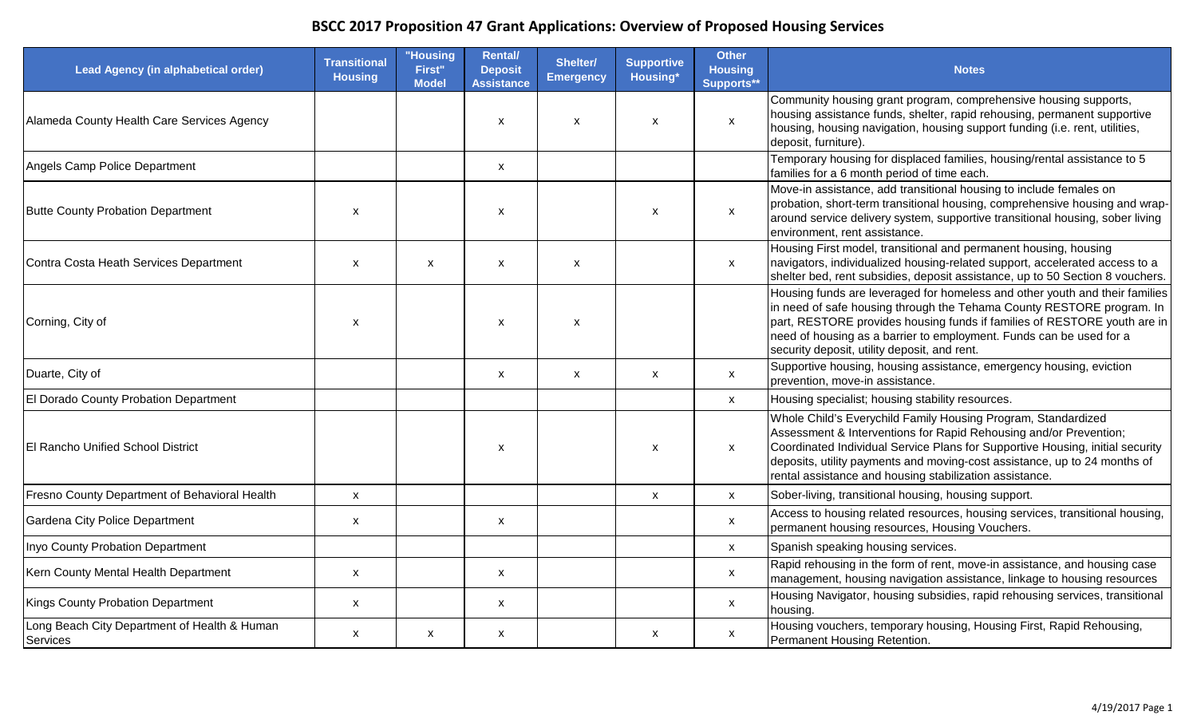# BSCC 2017 Proposition 47 Grant Applications: Overview of Proposed Housing Services

| Lead Agency (in alphabetical order) | Transitional Housing | "Housing First" Model | Rental/ Deposit Assistance | Shelter/ Emergency | Supportive Housing* | Other Housing Supports** | Notes |
|---|---|---|---|---|---|---|---|
| Alameda County Health Care Services Agency | | | x | x | x | x | Community housing grant program, comprehensive housing supports, housing assistance funds, shelter, rapid rehousing, permanent supportive housing, housing navigation, housing support funding (i.e. rent, utilities, deposit, furniture). |
| Angels Camp Police Department | | | x | | | | Temporary housing for displaced families, housing/rental assistance to 5 families for a 6 month period of time each. |
| Butte County Probation Department | x | | x | | x | x | Move-in assistance, add transitional housing to include females on probation, short-term transitional housing, comprehensive housing and wrap-around service delivery system, supportive transitional housing, sober living environment, rent assistance. |
| Contra Costa Heath Services Department | x | x | x | x | | x | Housing First model, transitional and permanent housing, housing navigators, individualized housing-related support, accelerated access to a shelter bed, rent subsidies, deposit assistance, up to 50 Section 8 vouchers. |
| Corning, City of | x | | x | x | | | Housing funds are leveraged for homeless and other youth and their families in need of safe housing through the Tehama County RESTORE program. In part, RESTORE provides housing funds if families of RESTORE youth are in need of housing as a barrier to employment. Funds can be used for a security deposit, utility deposit, and rent. |
| Duarte, City of | | | x | x | x | x | Supportive housing, housing assistance, emergency housing, eviction prevention, move-in assistance. |
| El Dorado County Probation Department | | | | | | x | Housing specialist; housing stability resources. |
| El Rancho Unified School District | | | x | | x | x | Whole Child's Everychild Family Housing Program, Standardized Assessment & Interventions for Rapid Rehousing and/or Prevention; Coordinated Individual Service Plans for Supportive Housing, initial security deposits, utility payments and moving-cost assistance, up to 24 months of rental assistance and housing stabilization assistance. |
| Fresno County Department of Behavioral Health | x | | | | x | x | Sober-living, transitional housing, housing support. |
| Gardena City Police Department | x | | x | | | x | Access to housing related resources, housing services, transitional housing, permanent housing resources, Housing Vouchers. |
| Inyo County Probation Department | | | | | | x | Spanish speaking housing services. |
| Kern County Mental Health Department | x | | x | | | x | Rapid rehousing in the form of rent, move-in assistance, and housing case management, housing navigation assistance, linkage to housing resources |
| Kings County Probation Department | x | | x | | | x | Housing Navigator, housing subsidies, rapid rehousing services, transitional housing. |
| Long Beach City Department of Health & Human Services | x | x | x | | x | x | Housing vouchers, temporary housing, Housing First, Rapid Rehousing, Permanent Housing Retention. |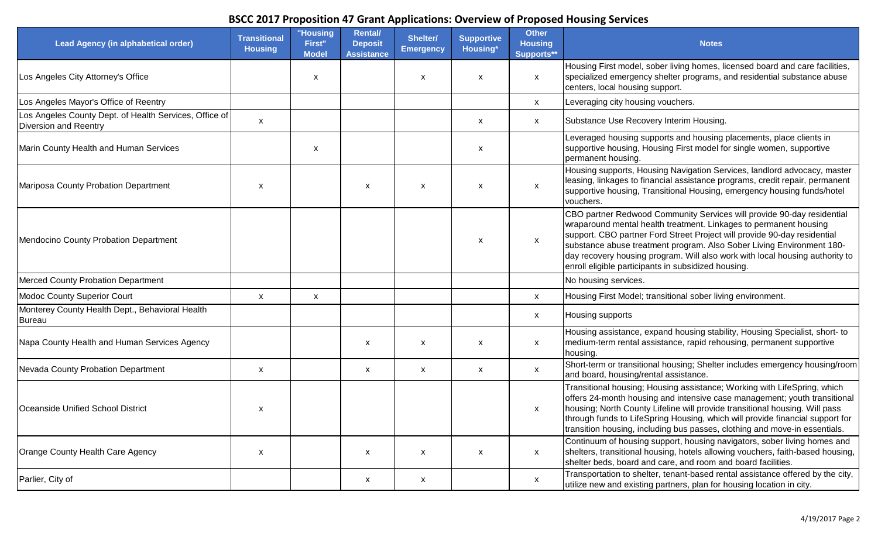# BSCC 2017 Proposition 47 Grant Applications: Overview of Proposed Housing Services

| Lead Agency (in alphabetical order) | Transitional Housing | "Housing First" Model | Rental/ Deposit Assistance | Shelter/ Emergency | Supportive Housing* | Other Housing Supports** | Notes |
|---|---|---|---|---|---|---|---|
| Los Angeles City Attorney's Office | | x | | x | x | x | Housing First model, sober living homes, licensed board and care facilities, specialized emergency shelter programs, and residential substance abuse centers, local housing support. |
| Los Angeles Mayor's Office of Reentry | | | | | | x | Leveraging city housing vouchers. |
| Los Angeles County Dept. of Health Services, Office of Diversion and Reentry | x | | | | x | x | Substance Use Recovery Interim Housing. |
| Marin County Health and Human Services | | x | | | x | | Leveraged housing supports and housing placements, place clients in supportive housing, Housing First model for single women, supportive permanent housing. |
| Mariposa County Probation Department | x | | x | x | x | x | Housing supports, Housing Navigation Services, landlord advocacy, master leasing, linkages to financial assistance programs, credit repair, permanent supportive housing, Transitional Housing, emergency housing funds/hotel vouchers. |
| Mendocino County Probation Department | | | | | x | x | CBO partner Redwood Community Services will provide 90-day residential wraparound mental health treatment. Linkages to permanent housing support. CBO partner Ford Street Project will provide 90-day residential substance abuse treatment program. Also Sober Living Environment 180-day recovery housing program. Will also work with local housing authority to enroll eligible participants in subsidized housing. |
| Merced County Probation Department | | | | | | | No housing services. |
| Modoc County Superior Court | x | x | | | | x | Housing First Model; transitional sober living environment. |
| Monterey County Health Dept., Behavioral Health Bureau | | | | | | x | Housing supports |
| Napa County Health and Human Services Agency | | | x | x | x | x | Housing assistance, expand housing stability, Housing Specialist, short- to medium-term rental assistance, rapid rehousing, permanent supportive housing. |
| Nevada County Probation Department | x | | x | x | x | x | Short-term or transitional housing; Shelter includes emergency housing/room and board, housing/rental assistance. |
| Oceanside Unified School District | x | | | | | x | Transitional housing; Housing assistance; Working with LifeSpring, which offers 24-month housing and intensive case management; youth transitional housing; North County Lifeline will provide transitional housing. Will pass through funds to LifeSpring Housing, which will provide financial support for transition housing, including bus passes, clothing and move-in essentials. |
| Orange County Health Care Agency | x | | x | x | x | x | Continuum of housing support, housing navigators, sober living homes and shelters, transitional housing, hotels allowing vouchers, faith-based housing, shelter beds, board and care, and room and board facilities. |
| Parlier, City of | | | x | x | | x | Transportation to shelter, tenant-based rental assistance offered by the city, utilize new and existing partners, plan for housing location in city. |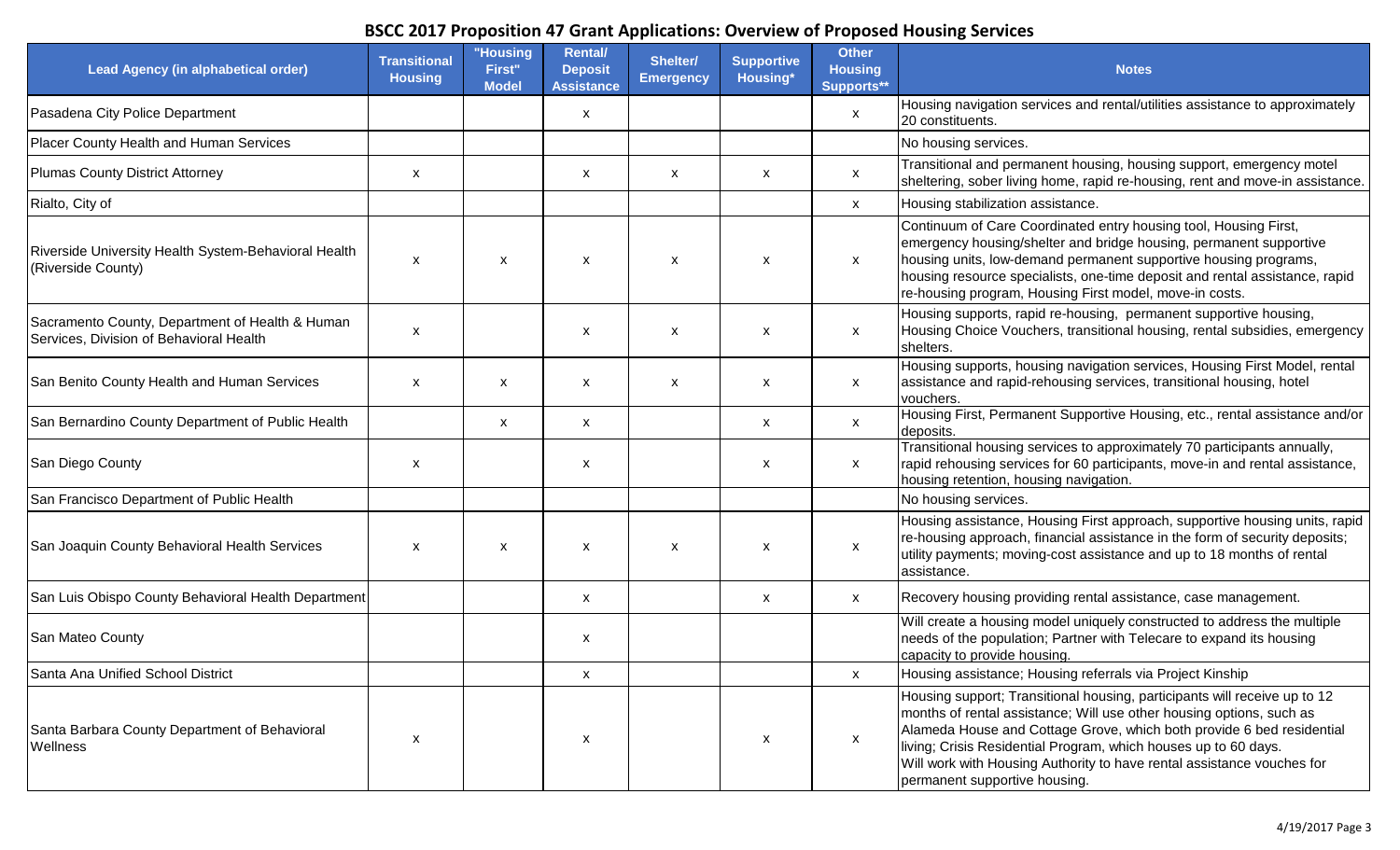# BSCC 2017 Proposition 47 Grant Applications: Overview of Proposed Housing Services

| Lead Agency (in alphabetical order) | Transitional Housing | "Housing First" Model | Rental/ Deposit Assistance | Shelter/ Emergency | Supportive Housing* | Other Housing Supports** | Notes |
|---|---|---|---|---|---|---|---|
| Pasadena City Police Department | | | x | | | x | Housing navigation services and rental/utilities assistance to approximately 20 constituents. |
| Placer County Health and Human Services | | | | | | | No housing services. |
| Plumas County District Attorney | x | | x | x | x | x | Transitional and permanent housing, housing support, emergency motel sheltering, sober living home, rapid re-housing, rent and move-in assistance. |
| Rialto, City of | | | | | | x | Housing stabilization assistance. |
| Riverside University Health System-Behavioral Health (Riverside County) | x | x | x | x | x | x | Continuum of Care Coordinated entry housing tool, Housing First, emergency housing/shelter and bridge housing, permanent supportive housing units, low-demand permanent supportive housing programs, housing resource specialists, one-time deposit and rental assistance, rapid re-housing program, Housing First model, move-in costs. |
| Sacramento County, Department of Health & Human Services, Division of Behavioral Health | x | | x | x | x | x | Housing supports, rapid re-housing, permanent supportive housing, Housing Choice Vouchers, transitional housing, rental subsidies, emergency shelters. |
| San Benito County Health and Human Services | x | x | x | x | x | x | Housing supports, housing navigation services, Housing First Model, rental assistance and rapid-rehousing services, transitional housing, hotel vouchers. |
| San Bernardino County Department of Public Health | | x | x | | x | x | Housing First, Permanent Supportive Housing, etc., rental assistance and/or deposits. |
| San Diego County | x | | x | | x | x | Transitional housing services to approximately 70 participants annually, rapid rehousing services for 60 participants, move-in and rental assistance, housing retention, housing navigation. |
| San Francisco Department of Public Health | | | | | | | No housing services. |
| San Joaquin County Behavioral Health Services | x | x | x | x | x | x | Housing assistance, Housing First approach, supportive housing units, rapid re-housing approach, financial assistance in the form of security deposits; utility payments; moving-cost assistance and up to 18 months of rental assistance. |
| San Luis Obispo County Behavioral Health Department | | | x | | x | x | Recovery housing providing rental assistance, case management. |
| San Mateo County | | | x | | | | Will create a housing model uniquely constructed to address the multiple needs of the population; Partner with Telecare to expand its housing capacity to provide housing. |
| Santa Ana Unified School District | | | x | | | x | Housing assistance; Housing referrals via Project Kinship |
| Santa Barbara County Department of Behavioral Wellness | x | | x | | x | x | Housing support; Transitional housing, participants will receive up to 12 months of rental assistance; Will use other housing options, such as Alameda House and Cottage Grove, which both provide 6 bed residential living; Crisis Residential Program, which houses up to 60 days. Will work with Housing Authority to have rental assistance vouches for permanent supportive housing. |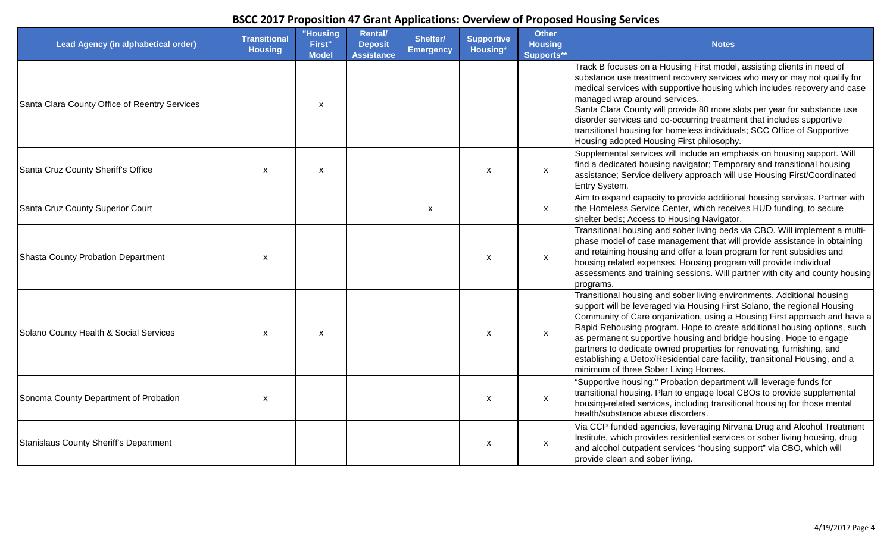# BSCC 2017 Proposition 47 Grant Applications: Overview of Proposed Housing Services

| Lead Agency (in alphabetical order) | Transitional Housing | "Housing First" Model | Rental/ Deposit Assistance | Shelter/ Emergency | Supportive Housing* | Other Housing Supports** | Notes |
|---|---|---|---|---|---|---|---|
| Santa Clara County Office of Reentry Services | | x | | | | | Track B focuses on a Housing First model, assisting clients in need of substance use treatment recovery services who may or may not qualify for medical services with supportive housing which includes recovery and case managed wrap around services. Santa Clara County will provide 80 more slots per year for substance use disorder services and co-occurring treatment that includes supportive transitional housing for homeless individuals; SCC Office of Supportive Housing adopted Housing First philosophy. |
| Santa Cruz County Sheriff's Office | x | x | | | x | x | Supplemental services will include an emphasis on housing support. Will find a dedicated housing navigator; Temporary and transitional housing assistance; Service delivery approach will use Housing First/Coordinated Entry System. |
| Santa Cruz County Superior Court | | | | x | | x | Aim to expand capacity to provide additional housing services. Partner with the Homeless Service Center, which receives HUD funding, to secure shelter beds; Access to Housing Navigator. |
| Shasta County Probation Department | x | | | | x | x | Transitional housing and sober living beds via CBO. Will implement a multi-phase model of case management that will provide assistance in obtaining and retaining housing and offer a loan program for rent subsidies and housing related expenses. Housing program will provide individual assessments and training sessions. Will partner with city and county housing programs. |
| Solano County Health & Social Services | x | x | | | x | x | Transitional housing and sober living environments. Additional housing support will be leveraged via Housing First Solano, the regional Housing Community of Care organization, using a Housing First approach and have a Rapid Rehousing program. Hope to create additional housing options, such as permanent supportive housing and bridge housing. Hope to engage partners to dedicate owned properties for renovating, furnishing, and establishing a Detox/Residential care facility, transitional Housing, and a minimum of three Sober Living Homes. |
| Sonoma County Department of Probation | x | | | | x | x | "Supportive housing;" Probation department will leverage funds for transitional housing. Plan to engage local CBOs to provide supplemental housing-related services, including transitional housing for those mental health/substance abuse disorders. |
| Stanislaus County Sheriff's Department | | | | | x | x | Via CCP funded agencies, leveraging Nirvana Drug and Alcohol Treatment Institute, which provides residential services or sober living housing, drug and alcohol outpatient services "housing support" via CBO, which will provide clean and sober living. |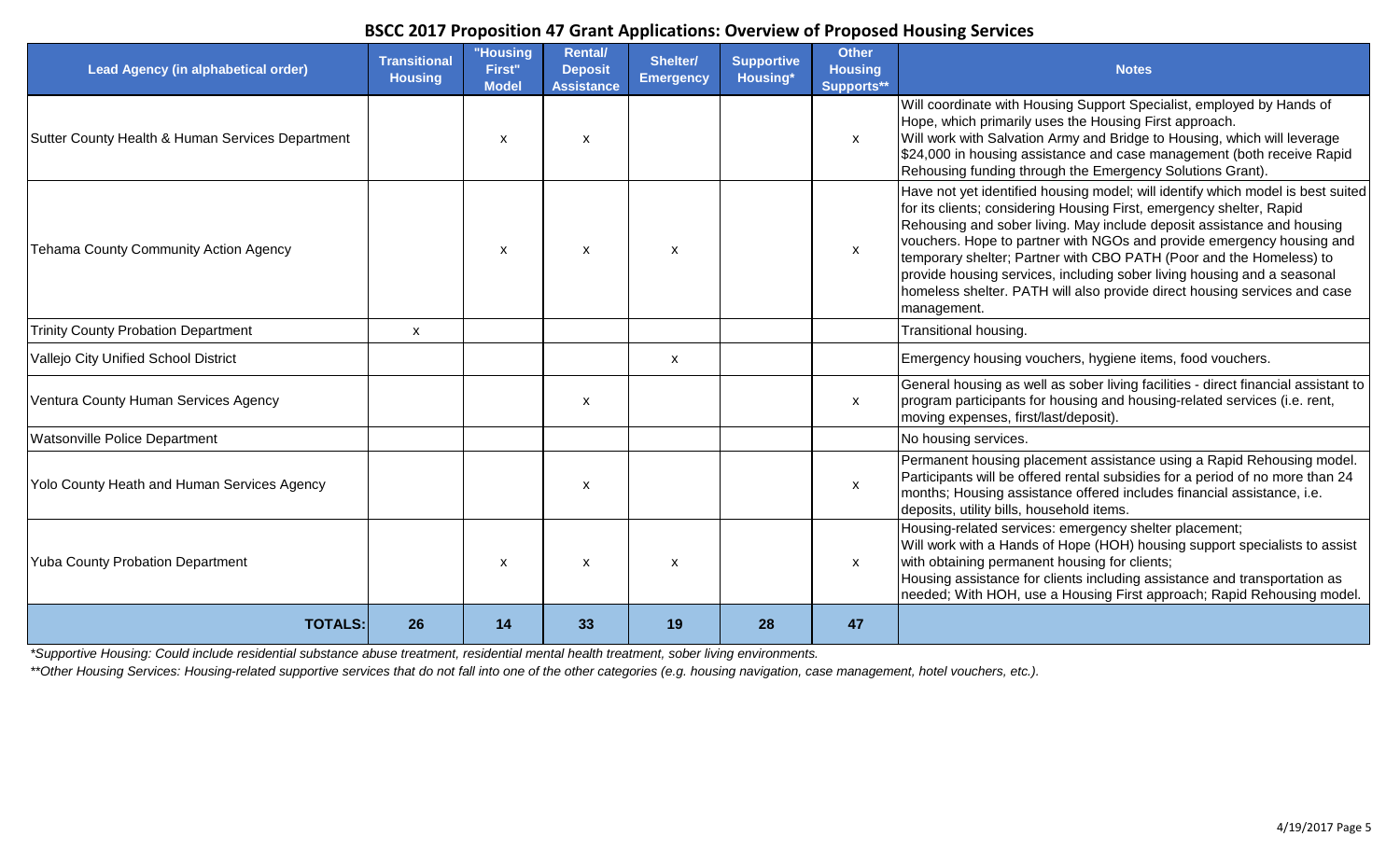# BSCC 2017 Proposition 47 Grant Applications: Overview of Proposed Housing Services

| Lead Agency (in alphabetical order) | Transitional Housing | "Housing First" Model | Rental/ Deposit Assistance | Shelter/ Emergency | Supportive Housing* | Other Housing Supports** | Notes |
|---|---|---|---|---|---|---|---|
| Sutter County Health & Human Services Department | | x | x | | | x | Will coordinate with Housing Support Specialist, employed by Hands of Hope, which primarily uses the Housing First approach. Will work with Salvation Army and Bridge to Housing, which will leverage $24,000 in housing assistance and case management (both receive Rapid Rehousing funding through the Emergency Solutions Grant). |
| Tehama County Community Action Agency | | x | x | x | | x | Have not yet identified housing model; will identify which model is best suited for its clients; considering Housing First, emergency shelter, Rapid Rehousing and sober living. May include deposit assistance and housing vouchers. Hope to partner with NGOs and provide emergency housing and temporary shelter; Partner with CBO PATH (Poor and the Homeless) to provide housing services, including sober living housing and a seasonal homeless shelter. PATH will also provide direct housing services and case management. |
| Trinity County Probation Department | x | | | | | | Transitional housing. |
| Vallejo City Unified School District | | | | x | | | Emergency housing vouchers, hygiene items, food vouchers. |
| Ventura County Human Services Agency | | | x | | | x | General housing as well as sober living facilities - direct financial assistant to program participants for housing and housing-related services (i.e. rent, moving expenses, first/last/deposit). |
| Watsonville Police Department | | | | | | | No housing services. |
| Yolo County Heath and Human Services Agency | | | x | | | x | Permanent housing placement assistance using a Rapid Rehousing model. Participants will be offered rental subsidies for a period of no more than 24 months; Housing assistance offered includes financial assistance, i.e. deposits, utility bills, household items. |
| Yuba County Probation Department | | x | x | x | | x | Housing-related services: emergency shelter placement; Will work with a Hands of Hope (HOH) housing support specialists to assist with obtaining permanent housing for clients; Housing assistance for clients including assistance and transportation as needed; With HOH, use a Housing First approach; Rapid Rehousing model. |
| **TOTALS:** | **26** | **14** | **33** | **19** | **28** | **47** | |

*Supportive Housing: Could include residential substance abuse treatment, residential mental health treatment, sober living environments.*

*\*\*Other Housing Services: Housing-related supportive services that do not fall into one of the other categories (e.g. housing navigation, case management, hotel vouchers, etc.).*